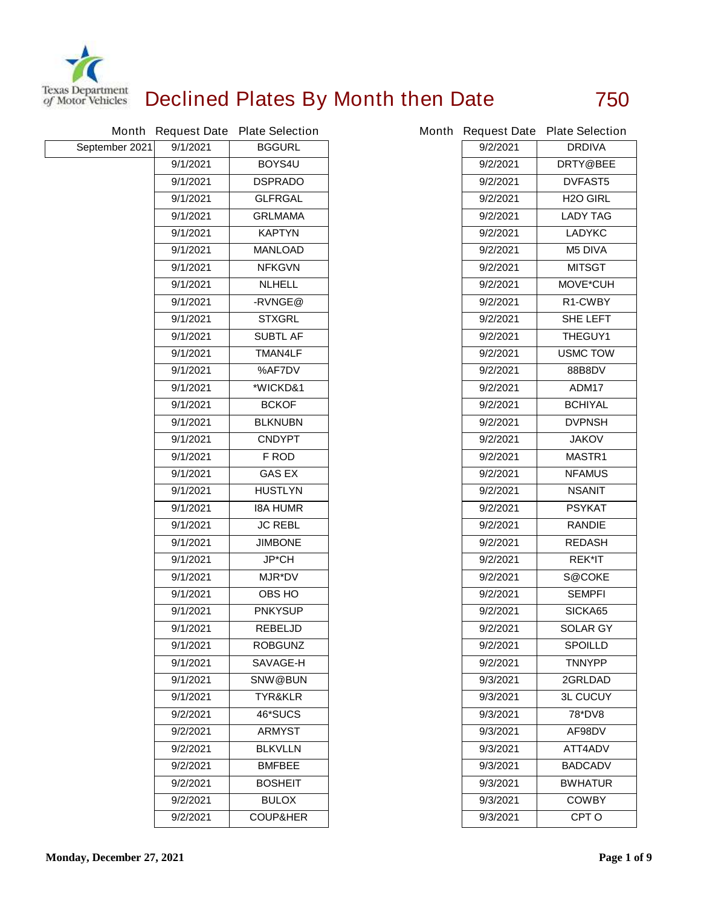# Declined Plates By Month then Date

750

| Month | Request Date | Plate Selection |
|---|---|---|
| September 2021 | 9/1/2021 | BGGURL |
| | 9/1/2021 | BOYS4U |
| | 9/1/2021 | DSPRADO |
| | 9/1/2021 | GLFRGAL |
| | 9/1/2021 | GRLMAMA |
| | 9/1/2021 | KAPTYN |
| | 9/1/2021 | MANLOAD |
| | 9/1/2021 | NFKGVN |
| | 9/1/2021 | NLHELL |
| | 9/1/2021 | -RVNGE@ |
| | 9/1/2021 | STXGRL |
| | 9/1/2021 | SUBTL AF |
| | 9/1/2021 | TMAN4LF |
| | 9/1/2021 | %AF7DV |
| | 9/1/2021 | *WICKD&1 |
| | 9/1/2021 | BCKOF |
| | 9/1/2021 | BLKNUBN |
| | 9/1/2021 | CNDYPT |
| | 9/1/2021 | F ROD |
| | 9/1/2021 | GAS EX |
| | 9/1/2021 | HUSTLYN |
| | 9/1/2021 | I8A HUMR |
| | 9/1/2021 | JC REBL |
| | 9/1/2021 | JIMBONE |
| | 9/1/2021 | JP*CH |
| | 9/1/2021 | MJR*DV |
| | 9/1/2021 | OBS HO |
| | 9/1/2021 | PNKYSUP |
| | 9/1/2021 | REBELJD |
| | 9/1/2021 | ROBGUNZ |
| | 9/1/2021 | SAVAGE-H |
| | 9/1/2021 | SNW@BUN |
| | 9/1/2021 | TYR&KLR |
| | 9/2/2021 | 46*SUCS |
| | 9/2/2021 | ARMYST |
| | 9/2/2021 | BLKVLLN |
| | 9/2/2021 | BMFBEE |
| | 9/2/2021 | BOSHEIT |
| | 9/2/2021 | BULOX |
| | 9/2/2021 | COUP&HER |
| | 9/2/2021 | DRDIVA |
| | 9/2/2021 | DRTY@BEE |
| | 9/2/2021 | DVFAST5 |
| | 9/2/2021 | H2O GIRL |
| | 9/2/2021 | LADY TAG |
| | 9/2/2021 | LADYKC |
| | 9/2/2021 | M5 DIVA |
| | 9/2/2021 | MITSGT |
| | 9/2/2021 | MOVE*CUH |
| | 9/2/2021 | R1-CWBY |
| | 9/2/2021 | SHE LEFT |
| | 9/2/2021 | THEGUY1 |
| | 9/2/2021 | USMC TOW |
| | 9/2/2021 | 88B8DV |
| | 9/2/2021 | ADM17 |
| | 9/2/2021 | BCHIYAL |
| | 9/2/2021 | DVPNSH |
| | 9/2/2021 | JAKOV |
| | 9/2/2021 | MASTR1 |
| | 9/2/2021 | NFAMUS |
| | 9/2/2021 | NSANIT |
| | 9/2/2021 | PSYKAT |
| | 9/2/2021 | RANDIE |
| | 9/2/2021 | REDASH |
| | 9/2/2021 | REK*IT |
| | 9/2/2021 | S@COKE |
| | 9/2/2021 | SEMPFI |
| | 9/2/2021 | SICKA65 |
| | 9/2/2021 | SOLAR GY |
| | 9/2/2021 | SPOILLD |
| | 9/2/2021 | TNNYPP |
| | 9/3/2021 | 2GRLDAD |
| | 9/3/2021 | 3L CUCUY |
| | 9/3/2021 | 78*DV8 |
| | 9/3/2021 | AF98DV |
| | 9/3/2021 | ATT4ADV |
| | 9/3/2021 | BADCADV |
| | 9/3/2021 | BWHATUR |
| | 9/3/2021 | COWBY |
| | 9/3/2021 | CPT O |

Monday, December 27, 2021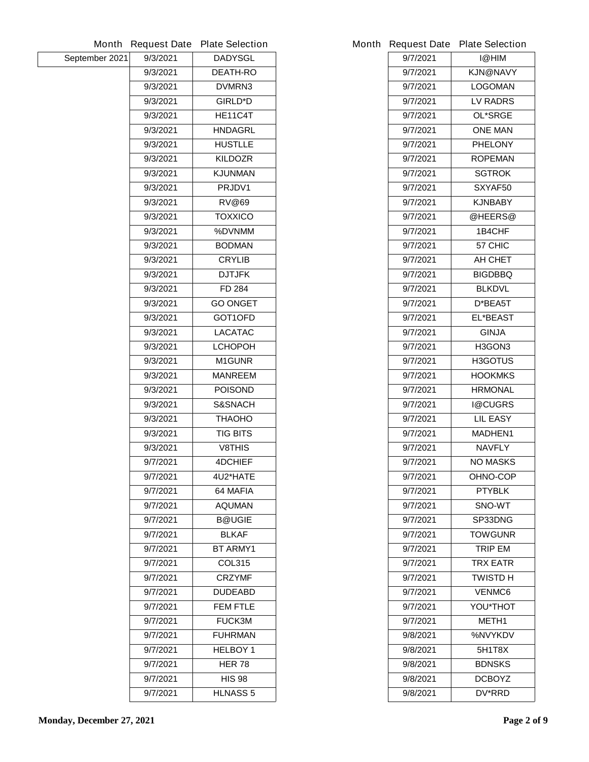| Month | Request Date | Plate Selection |
|---|---|---|
| September 2021 | 9/3/2021 | DADYSGL |
| | 9/3/2021 | DEATH-RO |
| | 9/3/2021 | DVMRN3 |
| | 9/3/2021 | GIRLD*D |
| | 9/3/2021 | HE11C4T |
| | 9/3/2021 | HNDAGRL |
| | 9/3/2021 | HUSTLLE |
| | 9/3/2021 | KILDOZR |
| | 9/3/2021 | KJUNMAN |
| | 9/3/2021 | PRJDV1 |
| | 9/3/2021 | RV@69 |
| | 9/3/2021 | TOXXICO |
| | 9/3/2021 | %DVNMM |
| | 9/3/2021 | BODMAN |
| | 9/3/2021 | CRYLIB |
| | 9/3/2021 | DJTJFK |
| | 9/3/2021 | FD 284 |
| | 9/3/2021 | GO ONGET |
| | 9/3/2021 | GOT1OFD |
| | 9/3/2021 | LACATAC |
| | 9/3/2021 | LCHOPOH |
| | 9/3/2021 | M1GUNR |
| | 9/3/2021 | MANREEM |
| | 9/3/2021 | POISOND |
| | 9/3/2021 | S&SNACH |
| | 9/3/2021 | THAOHO |
| | 9/3/2021 | TIG BITS |
| | 9/3/2021 | V8THIS |
| | 9/7/2021 | 4DCHIEF |
| | 9/7/2021 | 4U2*HATE |
| | 9/7/2021 | 64 MAFIA |
| | 9/7/2021 | AQUMAN |
| | 9/7/2021 | B@UGIE |
| | 9/7/2021 | BLKAF |
| | 9/7/2021 | BT ARMY1 |
| | 9/7/2021 | COL315 |
| | 9/7/2021 | CRZYMF |
| | 9/7/2021 | DUDEABD |
| | 9/7/2021 | FEM FTLE |
| | 9/7/2021 | FUCK3M |
| | 9/7/2021 | FUHRMAN |
| | 9/7/2021 | HELBOY 1 |
| | 9/7/2021 | HER 78 |
| | 9/7/2021 | HIS 98 |
| | 9/7/2021 | HLNASS 5 |
| | 9/7/2021 | I@HIM |
| | 9/7/2021 | KJN@NAVY |
| | 9/7/2021 | LOGOMAN |
| | 9/7/2021 | LV RADRS |
| | 9/7/2021 | OL*SRGE |
| | 9/7/2021 | ONE MAN |
| | 9/7/2021 | PHELONY |
| | 9/7/2021 | ROPEMAN |
| | 9/7/2021 | SGTROK |
| | 9/7/2021 | SXYAF50 |
| | 9/7/2021 | KJNBABY |
| | 9/7/2021 | @HEERS@ |
| | 9/7/2021 | 1B4CHF |
| | 9/7/2021 | 57 CHIC |
| | 9/7/2021 | AH CHET |
| | 9/7/2021 | BIGDBBQ |
| | 9/7/2021 | BLKDVL |
| | 9/7/2021 | D*BEA5T |
| | 9/7/2021 | EL*BEAST |
| | 9/7/2021 | GINJA |
| | 9/7/2021 | H3GON3 |
| | 9/7/2021 | H3GOTUS |
| | 9/7/2021 | HOOKMKS |
| | 9/7/2021 | HRMONAL |
| | 9/7/2021 | I@CUGRS |
| | 9/7/2021 | LIL EASY |
| | 9/7/2021 | MADHEN1 |
| | 9/7/2021 | NAVFLY |
| | 9/7/2021 | NO MASKS |
| | 9/7/2021 | OHNO-COP |
| | 9/7/2021 | PTYBLK |
| | 9/7/2021 | SNO-WT |
| | 9/7/2021 | SP33DNG |
| | 9/7/2021 | TOWGUNR |
| | 9/7/2021 | TRIP EM |
| | 9/7/2021 | TRX EATR |
| | 9/7/2021 | TWISTD H |
| | 9/7/2021 | VENMC6 |
| | 9/7/2021 | YOU*THOT |
| | 9/7/2021 | METH1 |
| | 9/8/2021 | %NVYKDV |
| | 9/8/2021 | 5H1T8X |
| | 9/8/2021 | BDNSKS |
| | 9/8/2021 | DCBOYZ |
| | 9/8/2021 | DV*RRD |

Monday, December 27, 2021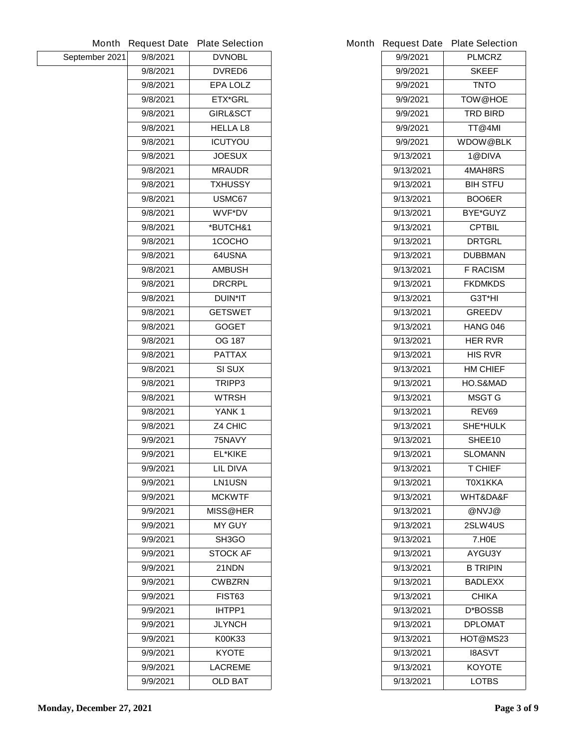| Month | Request Date | Plate Selection |
|---|---|---|
| September 2021 | 9/8/2021 | DVNOBL |
| | 9/8/2021 | DVRED6 |
| | 9/8/2021 | EPA LOLZ |
| | 9/8/2021 | ETX*GRL |
| | 9/8/2021 | GIRL&SCT |
| | 9/8/2021 | HELLA L8 |
| | 9/8/2021 | ICUTYOU |
| | 9/8/2021 | JOESUX |
| | 9/8/2021 | MRAUDR |
| | 9/8/2021 | TXHUSSY |
| | 9/8/2021 | USMC67 |
| | 9/8/2021 | WVF*DV |
| | 9/8/2021 | *BUTCH&1 |
| | 9/8/2021 | 1COCHO |
| | 9/8/2021 | 64USNA |
| | 9/8/2021 | AMBUSH |
| | 9/8/2021 | DRCRPL |
| | 9/8/2021 | DUIN*IT |
| | 9/8/2021 | GETSWET |
| | 9/8/2021 | GOGET |
| | 9/8/2021 | OG 187 |
| | 9/8/2021 | PATTAX |
| | 9/8/2021 | SI SUX |
| | 9/8/2021 | TRIPP3 |
| | 9/8/2021 | WTRSH |
| | 9/8/2021 | YANK 1 |
| | 9/8/2021 | Z4 CHIC |
| | 9/9/2021 | 75NAVY |
| | 9/9/2021 | EL*KIKE |
| | 9/9/2021 | LIL DIVA |
| | 9/9/2021 | LN1USN |
| | 9/9/2021 | MCKWTF |
| | 9/9/2021 | MISS@HER |
| | 9/9/2021 | MY GUY |
| | 9/9/2021 | SH3GO |
| | 9/9/2021 | STOCK AF |
| | 9/9/2021 | 21NDN |
| | 9/9/2021 | CWBZRN |
| | 9/9/2021 | FIST63 |
| | 9/9/2021 | IHTPP1 |
| | 9/9/2021 | JLYNCH |
| | 9/9/2021 | K00K33 |
| | 9/9/2021 | KYOTE |
| | 9/9/2021 | LACREME |
| | 9/9/2021 | OLD BAT |

| Month | Request Date | Plate Selection |
|---|---|---|
| | 9/9/2021 | PLMCRZ |
| | 9/9/2021 | SKEEF |
| | 9/9/2021 | TNTO |
| | 9/9/2021 | TOW@HOE |
| | 9/9/2021 | TRD BIRD |
| | 9/9/2021 | TT@4MI |
| | 9/9/2021 | WDOW@BLK |
| | 9/13/2021 | 1@DIVA |
| | 9/13/2021 | 4MAH8RS |
| | 9/13/2021 | BIH STFU |
| | 9/13/2021 | BOO6ER |
| | 9/13/2021 | BYE*GUYZ |
| | 9/13/2021 | CPTBIL |
| | 9/13/2021 | DRTGRL |
| | 9/13/2021 | DUBBMAN |
| | 9/13/2021 | F RACISM |
| | 9/13/2021 | FKDMKDS |
| | 9/13/2021 | G3T*HI |
| | 9/13/2021 | GREEDV |
| | 9/13/2021 | HANG 046 |
| | 9/13/2021 | HER RVR |
| | 9/13/2021 | HIS RVR |
| | 9/13/2021 | HM CHIEF |
| | 9/13/2021 | HO.S&MAD |
| | 9/13/2021 | MSGT G |
| | 9/13/2021 | REV69 |
| | 9/13/2021 | SHE*HULK |
| | 9/13/2021 | SHEE10 |
| | 9/13/2021 | SLOMANN |
| | 9/13/2021 | T CHIEF |
| | 9/13/2021 | T0X1KKA |
| | 9/13/2021 | WHT&DA&F |
| | 9/13/2021 | @NVJ@ |
| | 9/13/2021 | 2SLW4US |
| | 9/13/2021 | 7.H0E |
| | 9/13/2021 | AYGU3Y |
| | 9/13/2021 | B TRIPIN |
| | 9/13/2021 | BADLEXX |
| | 9/13/2021 | CHIKA |
| | 9/13/2021 | D*BOSSB |
| | 9/13/2021 | DPLOMAT |
| | 9/13/2021 | HOT@MS23 |
| | 9/13/2021 | I8ASVT |
| | 9/13/2021 | KOYOTE |
| | 9/13/2021 | LOTBS |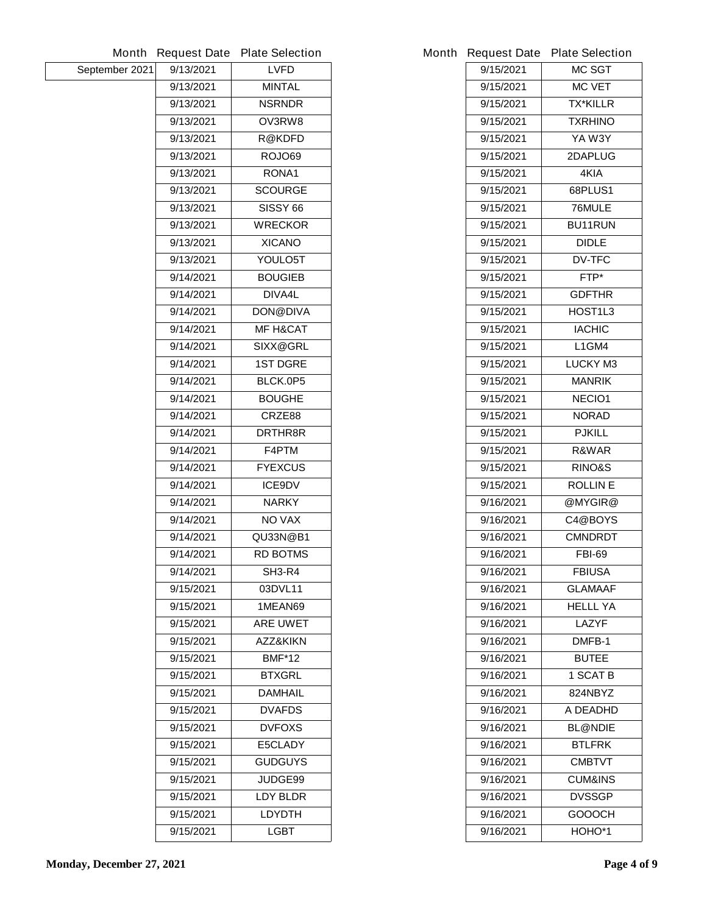| Month | Request Date | Plate Selection |
|---|---|---|
| September 2021 | 9/13/2021 | LVFD |
| | 9/13/2021 | MINTAL |
| | 9/13/2021 | NSRNDR |
| | 9/13/2021 | OV3RW8 |
| | 9/13/2021 | R@KDFD |
| | 9/13/2021 | ROJO69 |
| | 9/13/2021 | RONA1 |
| | 9/13/2021 | SCOURGE |
| | 9/13/2021 | SISSY 66 |
| | 9/13/2021 | WRECKOR |
| | 9/13/2021 | XICANO |
| | 9/13/2021 | YOULO5T |
| | 9/14/2021 | BOUGIEB |
| | 9/14/2021 | DIVA4L |
| | 9/14/2021 | DON@DIVA |
| | 9/14/2021 | MF H&CAT |
| | 9/14/2021 | SIXX@GRL |
| | 9/14/2021 | 1ST DGRE |
| | 9/14/2021 | BLCK.0P5 |
| | 9/14/2021 | BOUGHE |
| | 9/14/2021 | CRZE88 |
| | 9/14/2021 | DRTHR8R |
| | 9/14/2021 | F4PTM |
| | 9/14/2021 | FYEXCUS |
| | 9/14/2021 | ICE9DV |
| | 9/14/2021 | NARKY |
| | 9/14/2021 | NO VAX |
| | 9/14/2021 | QU33N@B1 |
| | 9/14/2021 | RD BOTMS |
| | 9/14/2021 | SH3-R4 |
| | 9/15/2021 | 03DVL11 |
| | 9/15/2021 | 1MEAN69 |
| | 9/15/2021 | ARE UWET |
| | 9/15/2021 | AZZ&KIKN |
| | 9/15/2021 | BMF*12 |
| | 9/15/2021 | BTXGRL |
| | 9/15/2021 | DAMHAIL |
| | 9/15/2021 | DVAFDS |
| | 9/15/2021 | DVFOXS |
| | 9/15/2021 | E5CLADY |
| | 9/15/2021 | GUDGUYS |
| | 9/15/2021 | JUDGE99 |
| | 9/15/2021 | LDY BLDR |
| | 9/15/2021 | LDYDTH |
| | 9/15/2021 | LGBT |

| Month | Request Date | Plate Selection |
|---|---|---|
| | 9/15/2021 | MC SGT |
| | 9/15/2021 | MC VET |
| | 9/15/2021 | TX*KILLR |
| | 9/15/2021 | TXRHINO |
| | 9/15/2021 | YA W3Y |
| | 9/15/2021 | 2DAPLUG |
| | 9/15/2021 | 4KIA |
| | 9/15/2021 | 68PLUS1 |
| | 9/15/2021 | 76MULE |
| | 9/15/2021 | BU11RUN |
| | 9/15/2021 | DIDLE |
| | 9/15/2021 | DV-TFC |
| | 9/15/2021 | FTP* |
| | 9/15/2021 | GDFTHR |
| | 9/15/2021 | HOST1L3 |
| | 9/15/2021 | IACHIC |
| | 9/15/2021 | L1GM4 |
| | 9/15/2021 | LUCKY M3 |
| | 9/15/2021 | MANRIK |
| | 9/15/2021 | NECIO1 |
| | 9/15/2021 | NORAD |
| | 9/15/2021 | PJKILL |
| | 9/15/2021 | R&WAR |
| | 9/15/2021 | RINO&S |
| | 9/15/2021 | ROLLIN E |
| | 9/16/2021 | @MYGIR@ |
| | 9/16/2021 | C4@BOYS |
| | 9/16/2021 | CMNDRDT |
| | 9/16/2021 | FBI-69 |
| | 9/16/2021 | FBIUSA |
| | 9/16/2021 | GLAMAAF |
| | 9/16/2021 | HELLL YA |
| | 9/16/2021 | LAZYF |
| | 9/16/2021 | DMFB-1 |
| | 9/16/2021 | BUTEE |
| | 9/16/2021 | 1 SCAT B |
| | 9/16/2021 | 824NBYZ |
| | 9/16/2021 | A DEADHD |
| | 9/16/2021 | BL@NDIE |
| | 9/16/2021 | BTLFRK |
| | 9/16/2021 | CMBTVT |
| | 9/16/2021 | CUM&INS |
| | 9/16/2021 | DVSSGP |
| | 9/16/2021 | GOOOCH |
| | 9/16/2021 | HOHO*1 |

**Monday, December 27, 2021**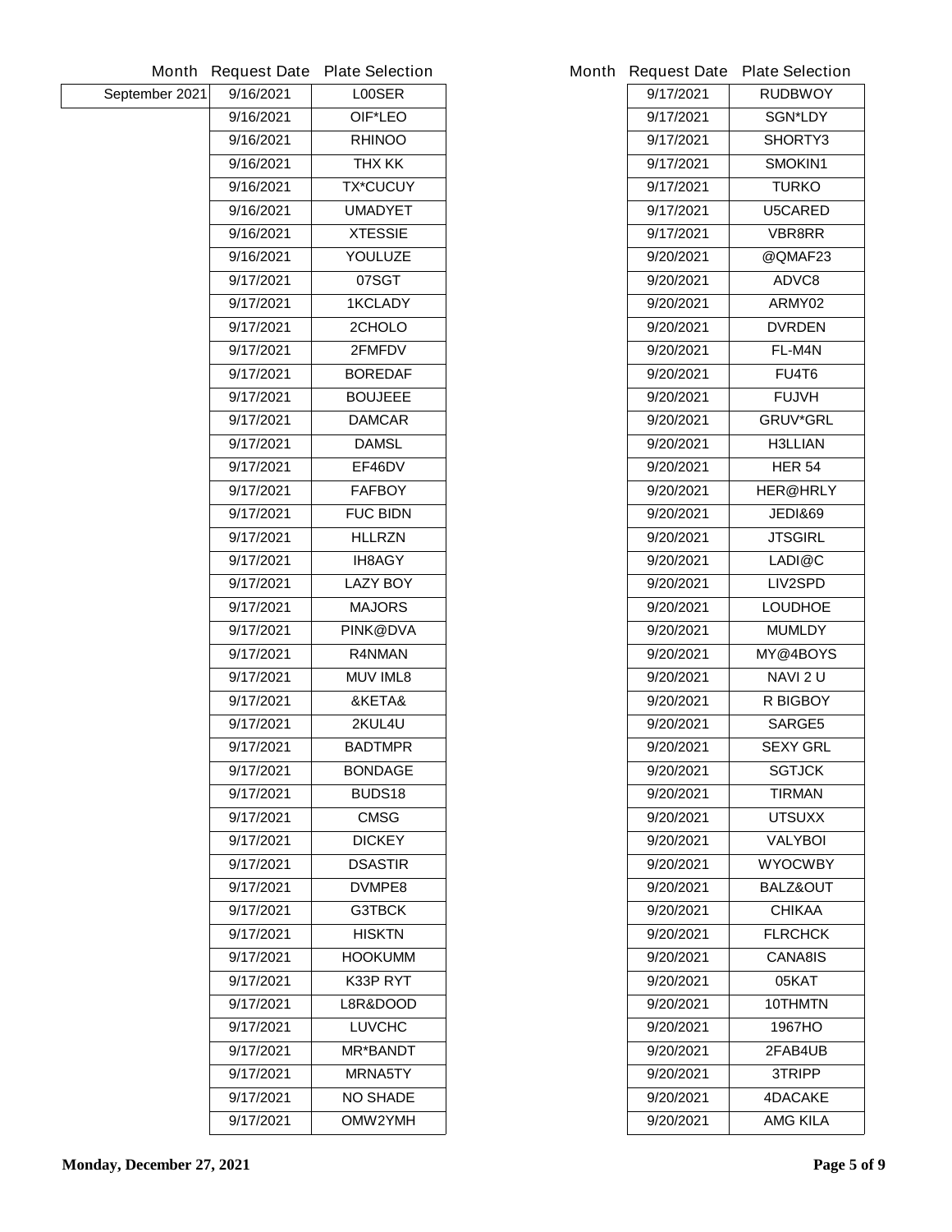| Month | Request Date | Plate Selection |
|---|---|---|
| September 2021 | 9/16/2021 | L00SER |
| | 9/16/2021 | OIF*LEO |
| | 9/16/2021 | RHINOO |
| | 9/16/2021 | THX KK |
| | 9/16/2021 | TX*CUCUY |
| | 9/16/2021 | UMADYET |
| | 9/16/2021 | XTESSIE |
| | 9/16/2021 | YOULUZE |
| | 9/17/2021 | 07SGT |
| | 9/17/2021 | 1KCLADY |
| | 9/17/2021 | 2CHOLO |
| | 9/17/2021 | 2FMFDV |
| | 9/17/2021 | BOREDAF |
| | 9/17/2021 | BOUJEEE |
| | 9/17/2021 | DAMCAR |
| | 9/17/2021 | DAMSL |
| | 9/17/2021 | EF46DV |
| | 9/17/2021 | FAFBOY |
| | 9/17/2021 | FUC BIDN |
| | 9/17/2021 | HLLRZN |
| | 9/17/2021 | IH8AGY |
| | 9/17/2021 | LAZY BOY |
| | 9/17/2021 | MAJORS |
| | 9/17/2021 | PINK@DVA |
| | 9/17/2021 | R4NMAN |
| | 9/17/2021 | MUV IML8 |
| | 9/17/2021 | &KETA& |
| | 9/17/2021 | 2KUL4U |
| | 9/17/2021 | BADTMPR |
| | 9/17/2021 | BONDAGE |
| | 9/17/2021 | BUDS18 |
| | 9/17/2021 | CMSG |
| | 9/17/2021 | DICKEY |
| | 9/17/2021 | DSASTIR |
| | 9/17/2021 | DVMPE8 |
| | 9/17/2021 | G3TBCK |
| | 9/17/2021 | HISKTN |
| | 9/17/2021 | HOOKUMM |
| | 9/17/2021 | K33P RYT |
| | 9/17/2021 | L8R&DOOD |
| | 9/17/2021 | LUVCHC |
| | 9/17/2021 | MR*BANDT |
| | 9/17/2021 | MRNA5TY |
| | 9/17/2021 | NO SHADE |
| | 9/17/2021 | OMW2YMH |

| Month | Request Date | Plate Selection |
|---|---|---|
| | 9/17/2021 | RUDBWOY |
| | 9/17/2021 | SGN*LDY |
| | 9/17/2021 | SHORTY3 |
| | 9/17/2021 | SMOKIN1 |
| | 9/17/2021 | TURKO |
| | 9/17/2021 | U5CARED |
| | 9/17/2021 | VBR8RR |
| | 9/20/2021 | @QMAF23 |
| | 9/20/2021 | ADVC8 |
| | 9/20/2021 | ARMY02 |
| | 9/20/2021 | DVRDEN |
| | 9/20/2021 | FL-M4N |
| | 9/20/2021 | FU4T6 |
| | 9/20/2021 | FUJVH |
| | 9/20/2021 | GRUV*GRL |
| | 9/20/2021 | H3LLIAN |
| | 9/20/2021 | HER 54 |
| | 9/20/2021 | HER@HRLY |
| | 9/20/2021 | JEDI&69 |
| | 9/20/2021 | JTSGIRL |
| | 9/20/2021 | LADI@C |
| | 9/20/2021 | LIV2SPD |
| | 9/20/2021 | LOUDHOE |
| | 9/20/2021 | MUMLDY |
| | 9/20/2021 | MY@4BOYS |
| | 9/20/2021 | NAVI 2 U |
| | 9/20/2021 | R BIGBOY |
| | 9/20/2021 | SARGE5 |
| | 9/20/2021 | SEXY GRL |
| | 9/20/2021 | SGTJCK |
| | 9/20/2021 | TIRMAN |
| | 9/20/2021 | UTSUXX |
| | 9/20/2021 | VALYBOI |
| | 9/20/2021 | WYOCWBY |
| | 9/20/2021 | BALZ&OUT |
| | 9/20/2021 | CHIKAA |
| | 9/20/2021 | FLRCHCK |
| | 9/20/2021 | CANA8IS |
| | 9/20/2021 | 05KAT |
| | 9/20/2021 | 10THMTN |
| | 9/20/2021 | 1967HO |
| | 9/20/2021 | 2FAB4UB |
| | 9/20/2021 | 3TRIPP |
| | 9/20/2021 | 4DACAKE |
| | 9/20/2021 | AMG KILA |

**Monday, December 27, 2021**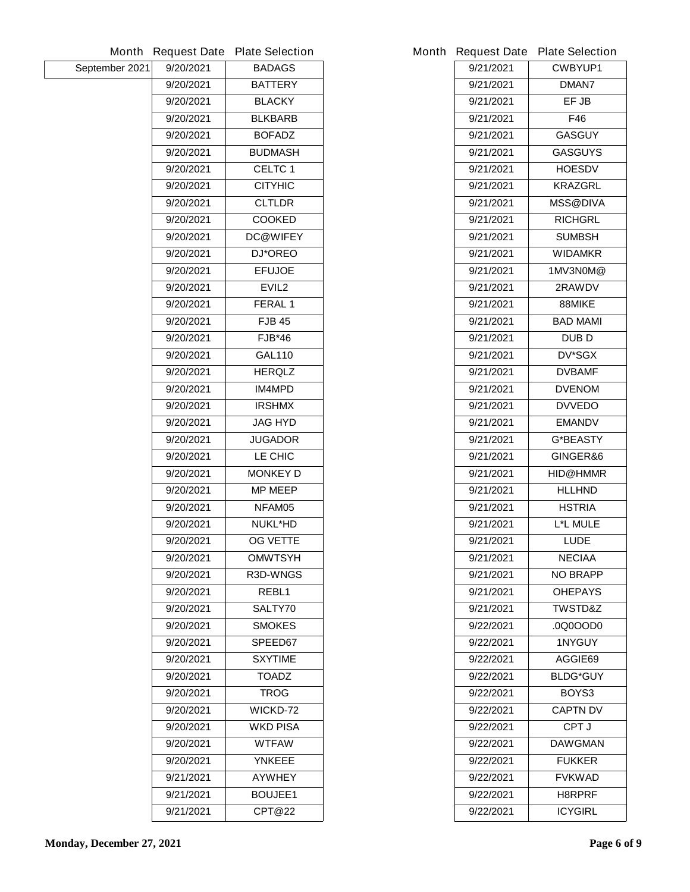| Month | Request Date | Plate Selection |
|---|---|---|
| September 2021 | 9/20/2021 | BADAGS |
| | 9/20/2021 | BATTERY |
| | 9/20/2021 | BLACKY |
| | 9/20/2021 | BLKBARB |
| | 9/20/2021 | BOFADZ |
| | 9/20/2021 | BUDMASH |
| | 9/20/2021 | CELTC 1 |
| | 9/20/2021 | CITYHIC |
| | 9/20/2021 | CLTLDR |
| | 9/20/2021 | COOKED |
| | 9/20/2021 | DC@WIFEY |
| | 9/20/2021 | DJ*OREO |
| | 9/20/2021 | EFUJOE |
| | 9/20/2021 | EVIL2 |
| | 9/20/2021 | FERAL 1 |
| | 9/20/2021 | FJB 45 |
| | 9/20/2021 | FJB*46 |
| | 9/20/2021 | GAL110 |
| | 9/20/2021 | HERQLZ |
| | 9/20/2021 | IM4MPD |
| | 9/20/2021 | IRSHMX |
| | 9/20/2021 | JAG HYD |
| | 9/20/2021 | JUGADOR |
| | 9/20/2021 | LE CHIC |
| | 9/20/2021 | MONKEY D |
| | 9/20/2021 | MP MEEP |
| | 9/20/2021 | NFAM05 |
| | 9/20/2021 | NUKL*HD |
| | 9/20/2021 | OG VETTE |
| | 9/20/2021 | OMWTSYH |
| | 9/20/2021 | R3D-WNGS |
| | 9/20/2021 | REBL1 |
| | 9/20/2021 | SALTY70 |
| | 9/20/2021 | SMOKES |
| | 9/20/2021 | SPEED67 |
| | 9/20/2021 | SXYTIME |
| | 9/20/2021 | TOADZ |
| | 9/20/2021 | TROG |
| | 9/20/2021 | WICKD-72 |
| | 9/20/2021 | WKD PISA |
| | 9/20/2021 | WTFAW |
| | 9/20/2021 | YNKEEE |
| | 9/21/2021 | AYWHEY |
| | 9/21/2021 | BOUJEE1 |
| | 9/21/2021 | CPT@22 |
| | 9/21/2021 | CWBYUP1 |
| | 9/21/2021 | DMAN7 |
| | 9/21/2021 | EF JB |
| | 9/21/2021 | F46 |
| | 9/21/2021 | GASGUY |
| | 9/21/2021 | GASGUYS |
| | 9/21/2021 | HOESDV |
| | 9/21/2021 | KRAZGRL |
| | 9/21/2021 | MSS@DIVA |
| | 9/21/2021 | RICHGRL |
| | 9/21/2021 | SUMBSH |
| | 9/21/2021 | WIDAMKR |
| | 9/21/2021 | 1MV3N0M@ |
| | 9/21/2021 | 2RAWDV |
| | 9/21/2021 | 88MIKE |
| | 9/21/2021 | BAD MAMI |
| | 9/21/2021 | DUB D |
| | 9/21/2021 | DV*SGX |
| | 9/21/2021 | DVBAMF |
| | 9/21/2021 | DVENOM |
| | 9/21/2021 | DVVEDO |
| | 9/21/2021 | EMANDV |
| | 9/21/2021 | G*BEASTY |
| | 9/21/2021 | GINGER&6 |
| | 9/21/2021 | HID@HMMR |
| | 9/21/2021 | HLLHND |
| | 9/21/2021 | HSTRIA |
| | 9/21/2021 | L*L MULE |
| | 9/21/2021 | LUDE |
| | 9/21/2021 | NECIAA |
| | 9/21/2021 | NO BRAPP |
| | 9/21/2021 | OHEPAYS |
| | 9/21/2021 | TWSTD&Z |
| | 9/22/2021 | .0Q0OOD0 |
| | 9/22/2021 | 1NYGUY |
| | 9/22/2021 | AGGIE69 |
| | 9/22/2021 | BLDG*GUY |
| | 9/22/2021 | BOYS3 |
| | 9/22/2021 | CAPTN DV |
| | 9/22/2021 | CPT J |
| | 9/22/2021 | DAWGMAN |
| | 9/22/2021 | FUKKER |
| | 9/22/2021 | FVKWAD |
| | 9/22/2021 | H8RPRF |
| | 9/22/2021 | ICYGIRL |

**Monday, December 27, 2021**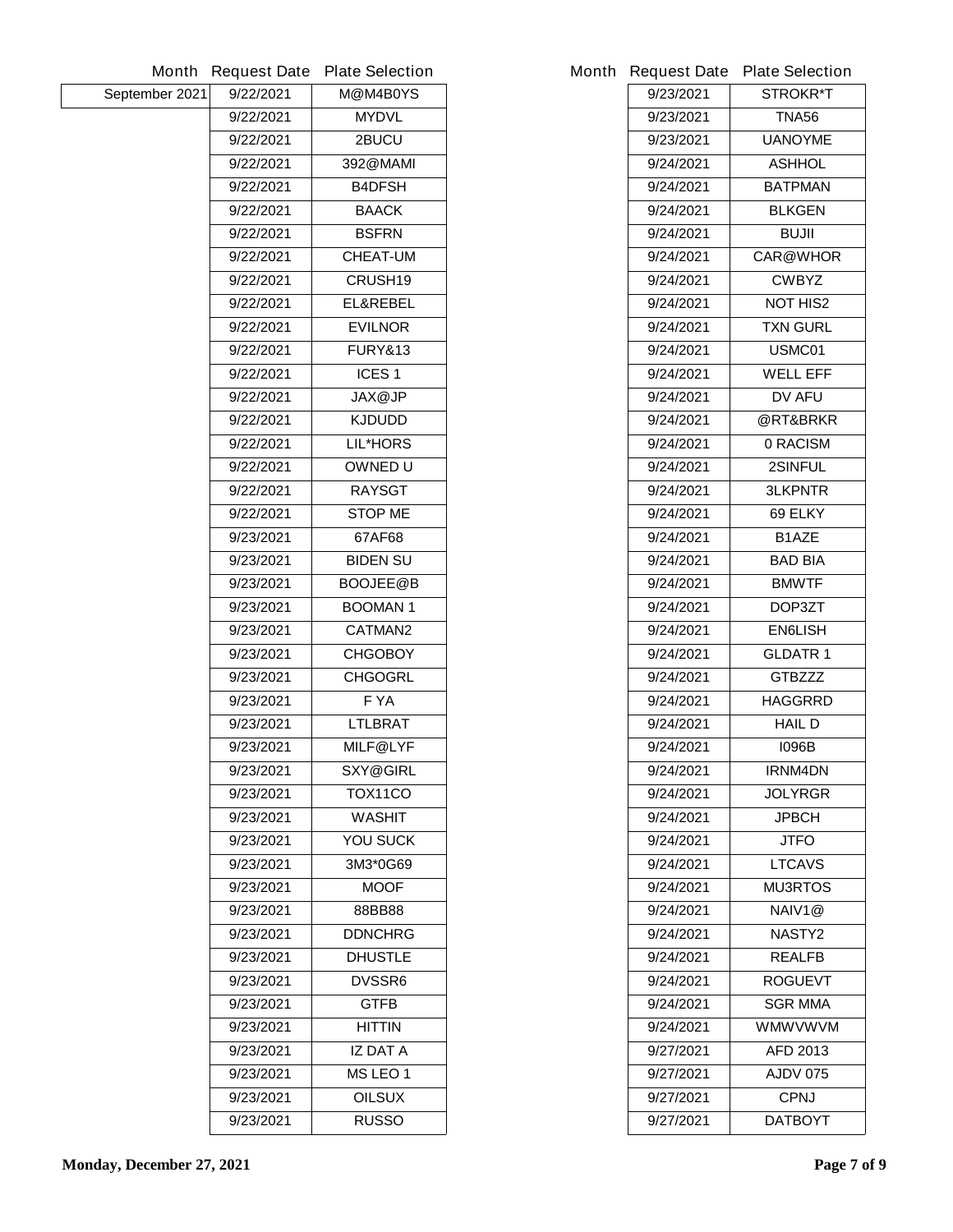| Month | Request Date | Plate Selection |
|---|---|---|
| September 2021 | 9/22/2021 | M@M4B0YS |
| | 9/22/2021 | MYDVL |
| | 9/22/2021 | 2BUCU |
| | 9/22/2021 | 392@MAMI |
| | 9/22/2021 | B4DFSH |
| | 9/22/2021 | BAACK |
| | 9/22/2021 | BSFRN |
| | 9/22/2021 | CHEAT-UM |
| | 9/22/2021 | CRUSH19 |
| | 9/22/2021 | EL&REBEL |
| | 9/22/2021 | EVILNOR |
| | 9/22/2021 | FURY&13 |
| | 9/22/2021 | ICES 1 |
| | 9/22/2021 | JAX@JP |
| | 9/22/2021 | KJDUDD |
| | 9/22/2021 | LIL*HORS |
| | 9/22/2021 | OWNED U |
| | 9/22/2021 | RAYSGT |
| | 9/22/2021 | STOP ME |
| | 9/23/2021 | 67AF68 |
| | 9/23/2021 | BIDEN SU |
| | 9/23/2021 | BOOJEE@B |
| | 9/23/2021 | BOOMAN 1 |
| | 9/23/2021 | CATMAN2 |
| | 9/23/2021 | CHGOBOY |
| | 9/23/2021 | CHGOGRL |
| | 9/23/2021 | F YA |
| | 9/23/2021 | LTLBRAT |
| | 9/23/2021 | MILF@LYF |
| | 9/23/2021 | SXY@GIRL |
| | 9/23/2021 | TOX11CO |
| | 9/23/2021 | WASHIT |
| | 9/23/2021 | YOU SUCK |
| | 9/23/2021 | 3M3*0G69 |
| | 9/23/2021 | MOOF |
| | 9/23/2021 | 88BB88 |
| | 9/23/2021 | DDNCHRG |
| | 9/23/2021 | DHUSTLE |
| | 9/23/2021 | DVSSR6 |
| | 9/23/2021 | GTFB |
| | 9/23/2021 | HITTIN |
| | 9/23/2021 | IZ DAT A |
| | 9/23/2021 | MS LEO 1 |
| | 9/23/2021 | OILSUX |
| | 9/23/2021 | RUSSO |
| | 9/23/2021 | STROKR*T |
| | 9/23/2021 | TNA56 |
| | 9/23/2021 | UANOYME |
| | 9/24/2021 | ASHHOL |
| | 9/24/2021 | BATPMAN |
| | 9/24/2021 | BLKGEN |
| | 9/24/2021 | BUJII |
| | 9/24/2021 | CAR@WHOR |
| | 9/24/2021 | CWBYZ |
| | 9/24/2021 | NOT HIS2 |
| | 9/24/2021 | TXN GURL |
| | 9/24/2021 | USMC01 |
| | 9/24/2021 | WELL EFF |
| | 9/24/2021 | DV AFU |
| | 9/24/2021 | @RT&BRKR |
| | 9/24/2021 | 0 RACISM |
| | 9/24/2021 | 2SINFUL |
| | 9/24/2021 | 3LKPNTR |
| | 9/24/2021 | 69 ELKY |
| | 9/24/2021 | B1AZE |
| | 9/24/2021 | BAD BIA |
| | 9/24/2021 | BMWTF |
| | 9/24/2021 | DOP3ZT |
| | 9/24/2021 | EN6LISH |
| | 9/24/2021 | GLDATR 1 |
| | 9/24/2021 | GTBZZZ |
| | 9/24/2021 | HAGGRRD |
| | 9/24/2021 | HAIL D |
| | 9/24/2021 | I096B |
| | 9/24/2021 | IRNM4DN |
| | 9/24/2021 | JOLYRGR |
| | 9/24/2021 | JPBCH |
| | 9/24/2021 | JTFO |
| | 9/24/2021 | LTCAVS |
| | 9/24/2021 | MU3RTOS |
| | 9/24/2021 | NAIV1@ |
| | 9/24/2021 | NASTY2 |
| | 9/24/2021 | REALFB |
| | 9/24/2021 | ROGUEVT |
| | 9/24/2021 | SGR MMA |
| | 9/24/2021 | WMWVWVM |
| | 9/27/2021 | AFD 2013 |
| | 9/27/2021 | AJDV 075 |
| | 9/27/2021 | CPNJ |
| | 9/27/2021 | DATBOYT |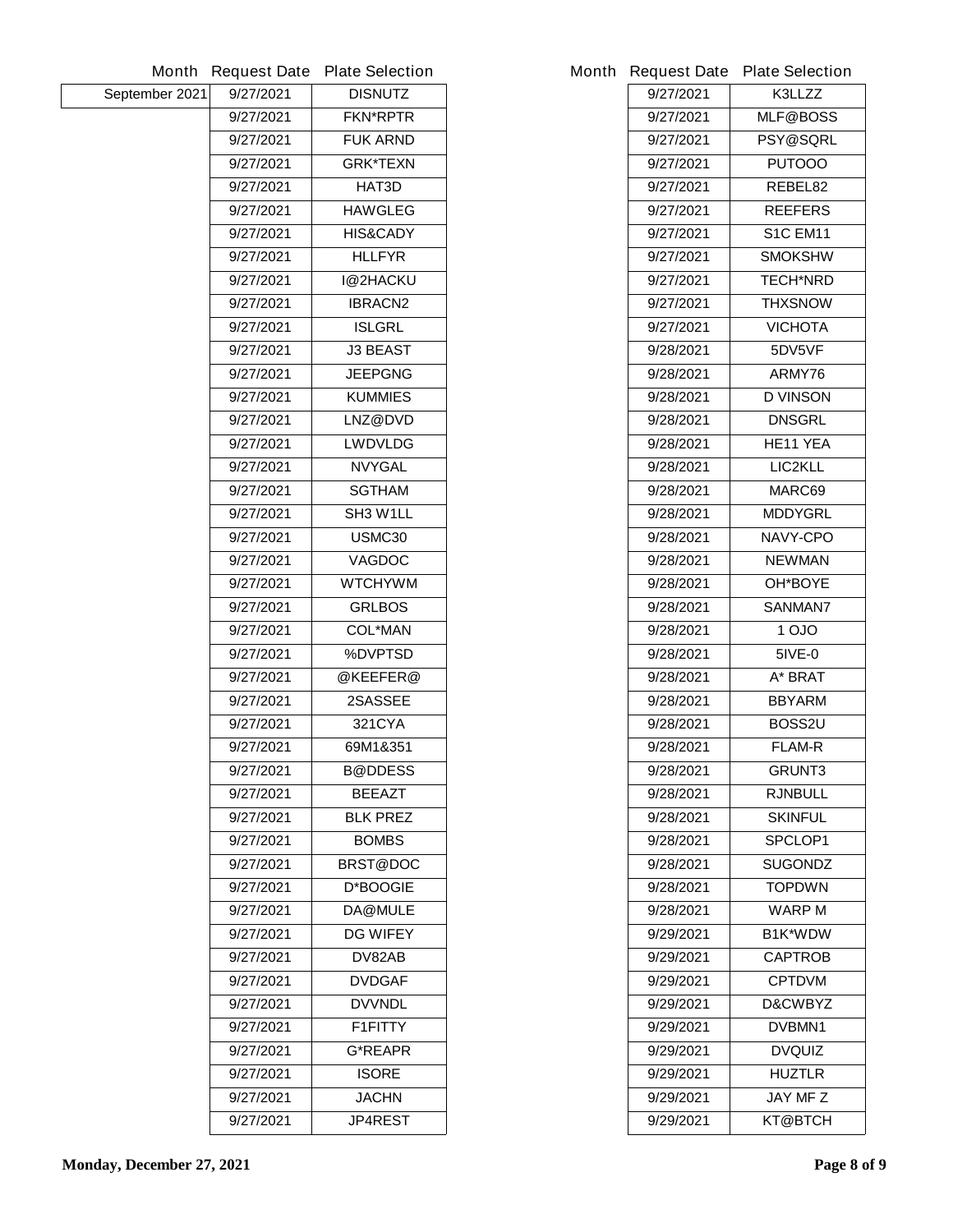| Month | Request Date | Plate Selection |
|---|---|---|
| September 2021 | 9/27/2021 | DISNUTZ |
| | 9/27/2021 | FKN*RPTR |
| | 9/27/2021 | FUK ARND |
| | 9/27/2021 | GRK*TEXN |
| | 9/27/2021 | HAT3D |
| | 9/27/2021 | HAWGLEG |
| | 9/27/2021 | HIS&CADY |
| | 9/27/2021 | HLLFYR |
| | 9/27/2021 | I@2HACKU |
| | 9/27/2021 | IBRACN2 |
| | 9/27/2021 | ISLGRL |
| | 9/27/2021 | J3 BEAST |
| | 9/27/2021 | JEEPGNG |
| | 9/27/2021 | KUMMIES |
| | 9/27/2021 | LNZ@DVD |
| | 9/27/2021 | LWDVLDG |
| | 9/27/2021 | NVYGAL |
| | 9/27/2021 | SGTHAM |
| | 9/27/2021 | SH3 W1LL |
| | 9/27/2021 | USMC30 |
| | 9/27/2021 | VAGDOC |
| | 9/27/2021 | WTCHYWM |
| | 9/27/2021 | GRLBOS |
| | 9/27/2021 | COL*MAN |
| | 9/27/2021 | %DVPTSD |
| | 9/27/2021 | @KEEFER@ |
| | 9/27/2021 | 2SASSEE |
| | 9/27/2021 | 321CYA |
| | 9/27/2021 | 69M1&351 |
| | 9/27/2021 | B@DDESS |
| | 9/27/2021 | BEEAZT |
| | 9/27/2021 | BLK PREZ |
| | 9/27/2021 | BOMBS |
| | 9/27/2021 | BRST@DOC |
| | 9/27/2021 | D*BOOGIE |
| | 9/27/2021 | DA@MULE |
| | 9/27/2021 | DG WIFEY |
| | 9/27/2021 | DV82AB |
| | 9/27/2021 | DVDGAF |
| | 9/27/2021 | DVVNDL |
| | 9/27/2021 | F1FITTY |
| | 9/27/2021 | G*REAPR |
| | 9/27/2021 | ISORE |
| | 9/27/2021 | JACHN |
| | 9/27/2021 | JP4REST |

| Month | Request Date | Plate Selection |
|---|---|---|
| | 9/27/2021 | K3LLZZ |
| | 9/27/2021 | MLF@BOSS |
| | 9/27/2021 | PSY@SQRL |
| | 9/27/2021 | PUTOOO |
| | 9/27/2021 | REBEL82 |
| | 9/27/2021 | REEFERS |
| | 9/27/2021 | S1C EM11 |
| | 9/27/2021 | SMOKSHW |
| | 9/27/2021 | TECH*NRD |
| | 9/27/2021 | THXSNOW |
| | 9/27/2021 | VICHOTA |
| | 9/28/2021 | 5DV5VF |
| | 9/28/2021 | ARMY76 |
| | 9/28/2021 | D VINSON |
| | 9/28/2021 | DNSGRL |
| | 9/28/2021 | HE11 YEA |
| | 9/28/2021 | LIC2KLL |
| | 9/28/2021 | MARC69 |
| | 9/28/2021 | MDDYGRL |
| | 9/28/2021 | NAVY-CPO |
| | 9/28/2021 | NEWMAN |
| | 9/28/2021 | OH*BOYE |
| | 9/28/2021 | SANMAN7 |
| | 9/28/2021 | 1 OJO |
| | 9/28/2021 | 5IVE-0 |
| | 9/28/2021 | A* BRAT |
| | 9/28/2021 | BBYARM |
| | 9/28/2021 | BOSS2U |
| | 9/28/2021 | FLAM-R |
| | 9/28/2021 | GRUNT3 |
| | 9/28/2021 | RJNBULL |
| | 9/28/2021 | SKINFUL |
| | 9/28/2021 | SPCLOP1 |
| | 9/28/2021 | SUGONDZ |
| | 9/28/2021 | TOPDWN |
| | 9/28/2021 | WARP M |
| | 9/29/2021 | B1K*WDW |
| | 9/29/2021 | CAPTROB |
| | 9/29/2021 | CPTDVM |
| | 9/29/2021 | D&CWBYZ |
| | 9/29/2021 | DVBMN1 |
| | 9/29/2021 | DVQUIZ |
| | 9/29/2021 | HUZTLR |
| | 9/29/2021 | JAY MF Z |
| | 9/29/2021 | KT@BTCH |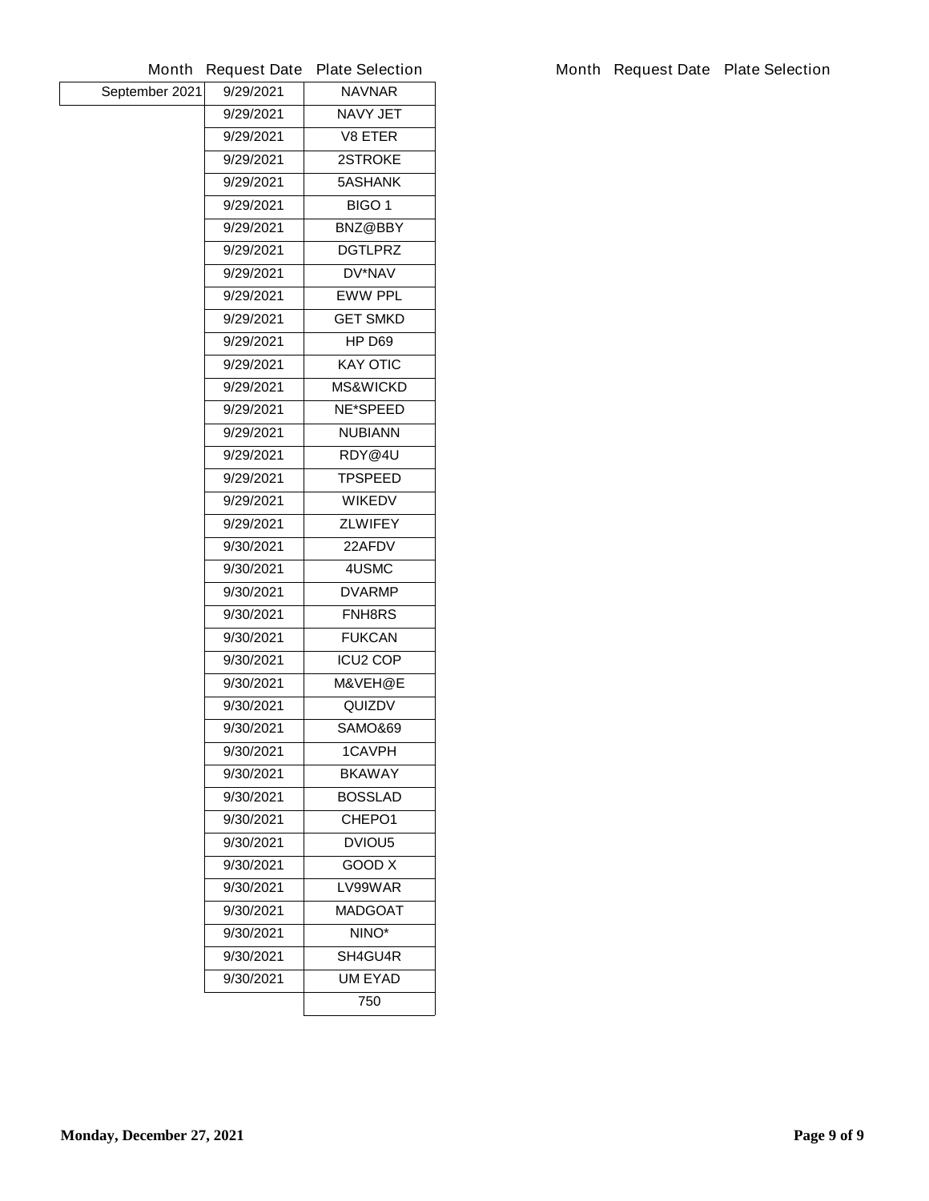| Month | Request Date | Plate Selection |
|---|---|---|
| September 2021 | 9/29/2021 | NAVNAR |
| | 9/29/2021 | NAVY JET |
| | 9/29/2021 | V8 ETER |
| | 9/29/2021 | 2STROKE |
| | 9/29/2021 | 5ASHANK |
| | 9/29/2021 | BIGO 1 |
| | 9/29/2021 | BNZ@BBY |
| | 9/29/2021 | DGTLPRZ |
| | 9/29/2021 | DV*NAV |
| | 9/29/2021 | EWW PPL |
| | 9/29/2021 | GET SMKD |
| | 9/29/2021 | HP D69 |
| | 9/29/2021 | KAY OTIC |
| | 9/29/2021 | MS&WICKD |
| | 9/29/2021 | NE*SPEED |
| | 9/29/2021 | NUBIANN |
| | 9/29/2021 | RDY@4U |
| | 9/29/2021 | TPSPEED |
| | 9/29/2021 | WIKEDV |
| | 9/29/2021 | ZLWIFEY |
| | 9/30/2021 | 22AFDV |
| | 9/30/2021 | 4USMC |
| | 9/30/2021 | DVARMP |
| | 9/30/2021 | FNH8RS |
| | 9/30/2021 | FUKCAN |
| | 9/30/2021 | ICU2 COP |
| | 9/30/2021 | M&VEH@E |
| | 9/30/2021 | QUIZDV |
| | 9/30/2021 | SAMO&69 |
| | 9/30/2021 | 1CAVPH |
| | 9/30/2021 | BKAWAY |
| | 9/30/2021 | BOSSLAD |
| | 9/30/2021 | CHEPO1 |
| | 9/30/2021 | DVIOU5 |
| | 9/30/2021 | GOOD X |
| | 9/30/2021 | LV99WAR |
| | 9/30/2021 | MADGOAT |
| | 9/30/2021 | NINO* |
| | 9/30/2021 | SH4GU4R |
| | 9/30/2021 | UM EYAD |
| | | 750 |

Monday, December 27, 2021